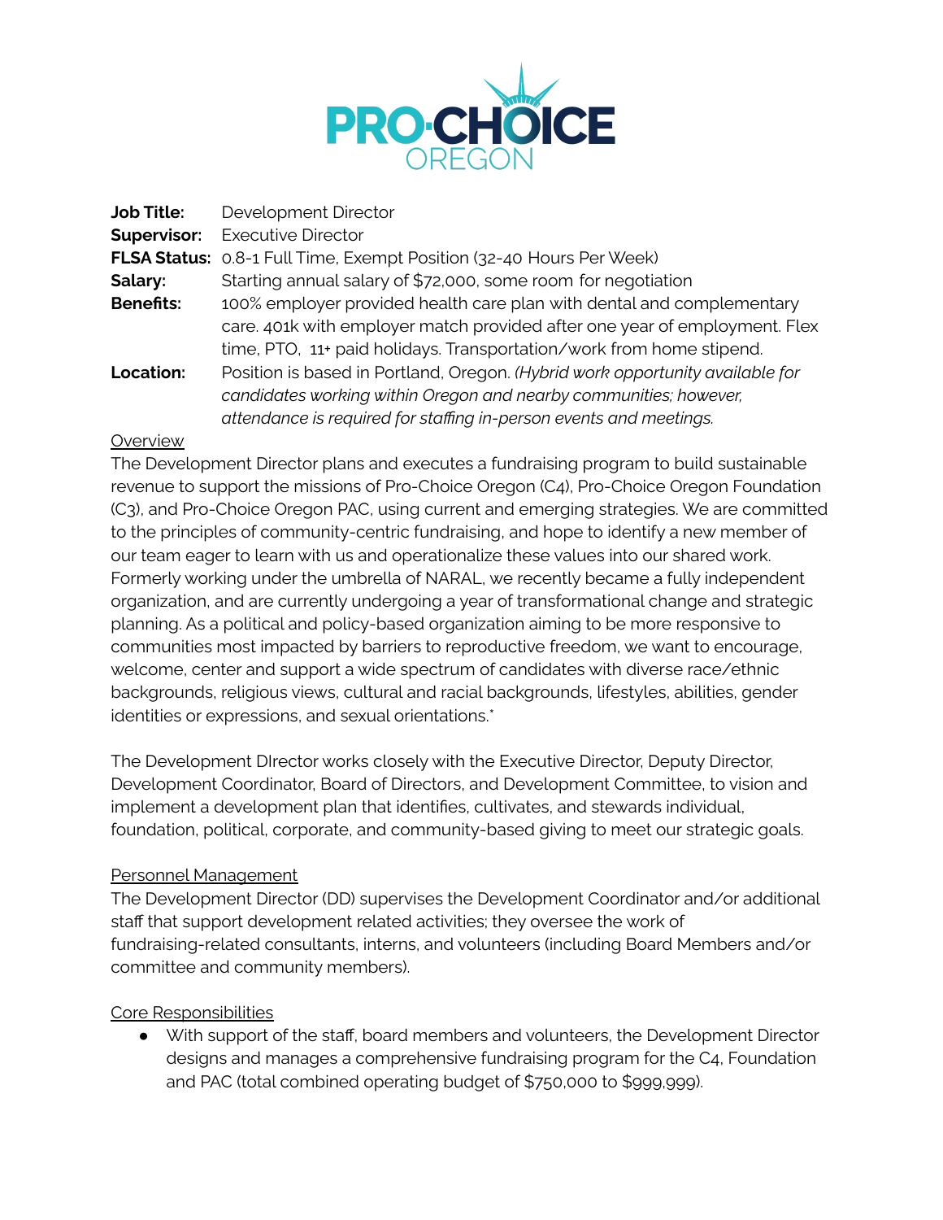# PRO-CHOICE OREGON

**Job Title:** Development Director
**Supervisor:** Executive Director
**FLSA Status:** 0.8-1 Full Time, Exempt Position (32-40 Hours Per Week)
**Salary:** Starting annual salary of $72,000, some room for negotiation
**Benefits:** 100% employer provided health care plan with dental and complementary care. 401k with employer match provided after one year of employment. Flex time, PTO, 11+ paid holidays. Transportation/work from home stipend.
**Location:** Position is based in Portland, Oregon. *(Hybrid work opportunity available for candidates working within Oregon and nearby communities; however, attendance is required for staffing in-person events and meetings.*

## Overview

The Development Director plans and executes a fundraising program to build sustainable revenue to support the missions of Pro-Choice Oregon (C4), Pro-Choice Oregon Foundation (C3), and Pro-Choice Oregon PAC, using current and emerging strategies. We are committed to the principles of community-centric fundraising, and hope to identify a new member of our team eager to learn with us and operationalize these values into our shared work. Formerly working under the umbrella of NARAL, we recently became a fully independent organization, and are currently undergoing a year of transformational change and strategic planning. As a political and policy-based organization aiming to be more responsive to communities most impacted by barriers to reproductive freedom, we want to encourage, welcome, center and support a wide spectrum of candidates with diverse race/ethnic backgrounds, religious views, cultural and racial backgrounds, lifestyles, abilities, gender identities or expressions, and sexual orientations.*

The Development DIrector works closely with the Executive Director, Deputy Director, Development Coordinator, Board of Directors, and Development Committee, to vision and implement a development plan that identifies, cultivates, and stewards individual, foundation, political, corporate, and community-based giving to meet our strategic goals.

## Personnel Management

The Development Director (DD) supervises the Development Coordinator and/or additional staff that support development related activities; they oversee the work of fundraising-related consultants, interns, and volunteers (including Board Members and/or committee and community members).

## Core Responsibilities

- With support of the staff, board members and volunteers, the Development Director designs and manages a comprehensive fundraising program for the C4, Foundation and PAC (total combined operating budget of $750,000 to $999,999).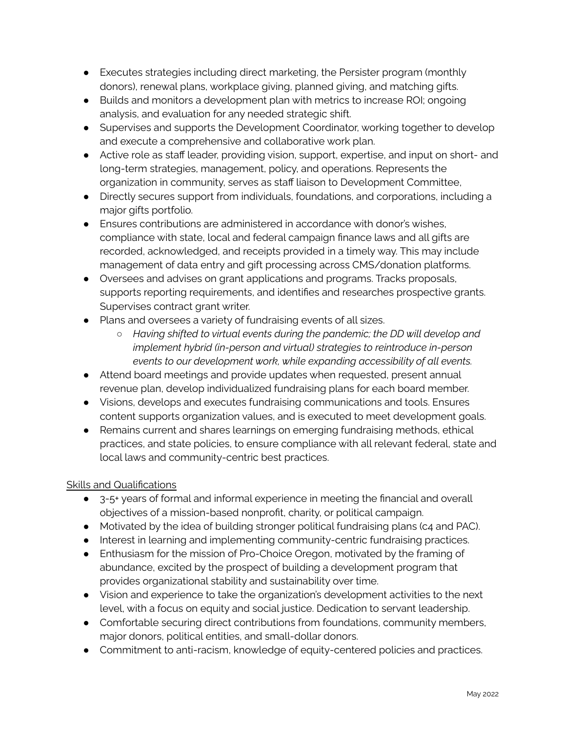- Executes strategies including direct marketing, the Persister program (monthly donors), renewal plans, workplace giving, planned giving, and matching gifts.
- Builds and monitors a development plan with metrics to increase ROI; ongoing analysis, and evaluation for any needed strategic shift.
- Supervises and supports the Development Coordinator, working together to develop and execute a comprehensive and collaborative work plan.
- Active role as staff leader, providing vision, support, expertise, and input on short- and long-term strategies, management, policy, and operations. Represents the organization in community, serves as staff liaison to Development Committee,
- Directly secures support from individuals, foundations, and corporations, including a major gifts portfolio.
- Ensures contributions are administered in accordance with donor's wishes, compliance with state, local and federal campaign finance laws and all gifts are recorded, acknowledged, and receipts provided in a timely way. This may include management of data entry and gift processing across CMS/donation platforms.
- Oversees and advises on grant applications and programs. Tracks proposals, supports reporting requirements, and identifies and researches prospective grants. Supervises contract grant writer.
- Plans and oversees a variety of fundraising events of all sizes.
  - *Having shifted to virtual events during the pandemic; the DD will develop and implement hybrid (in-person and virtual) strategies to reintroduce in-person events to our development work, while expanding accessibility of all events.*
- Attend board meetings and provide updates when requested, present annual revenue plan, develop individualized fundraising plans for each board member.
- Visions, develops and executes fundraising communications and tools. Ensures content supports organization values, and is executed to meet development goals.
- Remains current and shares learnings on emerging fundraising methods, ethical practices, and state policies, to ensure compliance with all relevant federal, state and local laws and community-centric best practices.

<u>Skills and Qualifications</u>

- 3-5+ years of formal and informal experience in meeting the financial and overall objectives of a mission-based nonprofit, charity, or political campaign.
- Motivated by the idea of building stronger political fundraising plans (c4 and PAC).
- Interest in learning and implementing community-centric fundraising practices.
- Enthusiasm for the mission of Pro-Choice Oregon, motivated by the framing of abundance, excited by the prospect of building a development program that provides organizational stability and sustainability over time.
- Vision and experience to take the organization's development activities to the next level, with a focus on equity and social justice. Dedication to servant leadership.
- Comfortable securing direct contributions from foundations, community members, major donors, political entities, and small-dollar donors.
- Commitment to anti-racism, knowledge of equity-centered policies and practices.

May 2022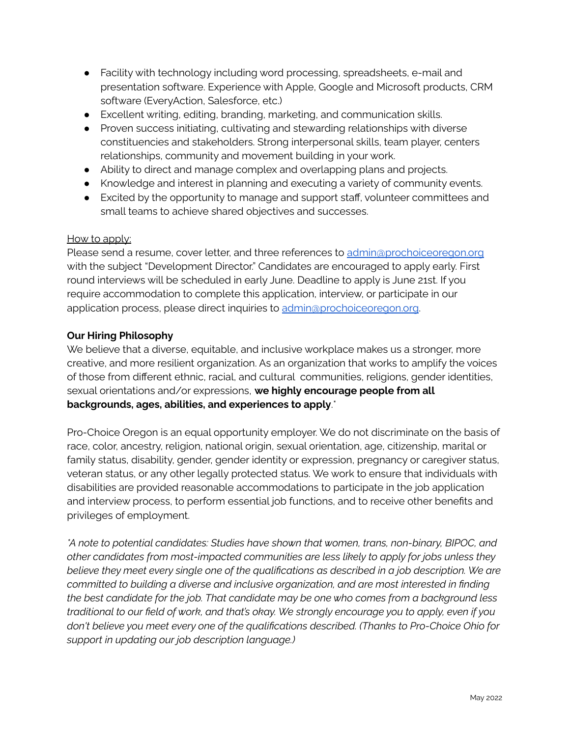- Facility with technology including word processing, spreadsheets, e-mail and presentation software. Experience with Apple, Google and Microsoft products, CRM software (EveryAction, Salesforce, etc.)
- Excellent writing, editing, branding, marketing, and communication skills.
- Proven success initiating, cultivating and stewarding relationships with diverse constituencies and stakeholders. Strong interpersonal skills, team player, centers relationships, community and movement building in your work.
- Ability to direct and manage complex and overlapping plans and projects.
- Knowledge and interest in planning and executing a variety of community events.
- Excited by the opportunity to manage and support staff, volunteer committees and small teams to achieve shared objectives and successes.

How to apply:

Please send a resume, cover letter, and three references to [admin@prochoiceoregon.org](mailto:admin@prochoiceoregon.org) with the subject "Development Director." Candidates are encouraged to apply early. First round interviews will be scheduled in early June. Deadline to apply is June 21st. If you require accommodation to complete this application, interview, or participate in our application process, please direct inquiries to [admin@prochoiceoregon.org](mailto:admin@prochoiceoregon.org).

**Our Hiring Philosophy**

We believe that a diverse, equitable, and inclusive workplace makes us a stronger, more creative, and more resilient organization. As an organization that works to amplify the voices of those from different ethnic, racial, and cultural communities, religions, gender identities, sexual orientations and/or expressions, **we highly encourage people from all backgrounds, ages, abilities, and experiences to apply**.*

Pro-Choice Oregon is an equal opportunity employer. We do not discriminate on the basis of race, color, ancestry, religion, national origin, sexual orientation, age, citizenship, marital or family status, disability, gender, gender identity or expression, pregnancy or caregiver status, veteran status, or any other legally protected status. We work to ensure that individuals with disabilities are provided reasonable accommodations to participate in the job application and interview process, to perform essential job functions, and to receive other benefits and privileges of employment.

*\*A note to potential candidates: Studies have shown that women, trans, non-binary, BIPOC, and other candidates from most-impacted communities are less likely to apply for jobs unless they believe they meet every single one of the qualifications as described in a job description. We are committed to building a diverse and inclusive organization, and are most interested in finding the best candidate for the job. That candidate may be one who comes from a background less traditional to our field of work, and that's okay. We strongly encourage you to apply, even if you don't believe you meet every one of the qualifications described. (Thanks to Pro-Choice Ohio for support in updating our job description language.)*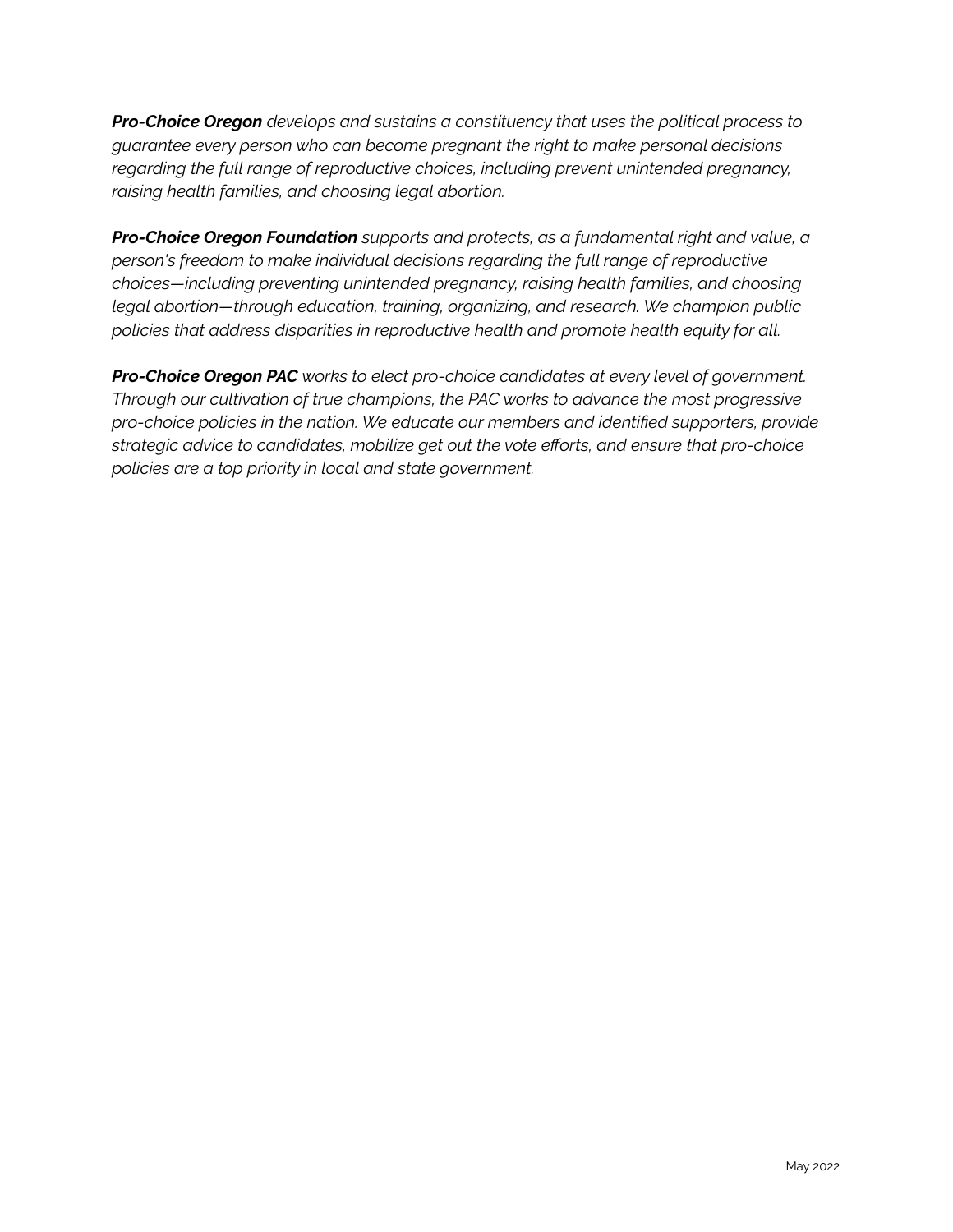***Pro-Choice Oregon*** *develops and sustains a constituency that uses the political process to guarantee every person who can become pregnant the right to make personal decisions regarding the full range of reproductive choices, including prevent unintended pregnancy, raising health families, and choosing legal abortion.*

***Pro-Choice Oregon Foundation*** *supports and protects, as a fundamental right and value, a person's freedom to make individual decisions regarding the full range of reproductive choices—including preventing unintended pregnancy, raising health families, and choosing legal abortion—through education, training, organizing, and research. We champion public policies that address disparities in reproductive health and promote health equity for all.*

***Pro-Choice Oregon PAC*** *works to elect pro-choice candidates at every level of government. Through our cultivation of true champions, the PAC works to advance the most progressive pro-choice policies in the nation. We educate our members and identified supporters, provide strategic advice to candidates, mobilize get out the vote efforts, and ensure that pro-choice policies are a top priority in local and state government.*

May 2022